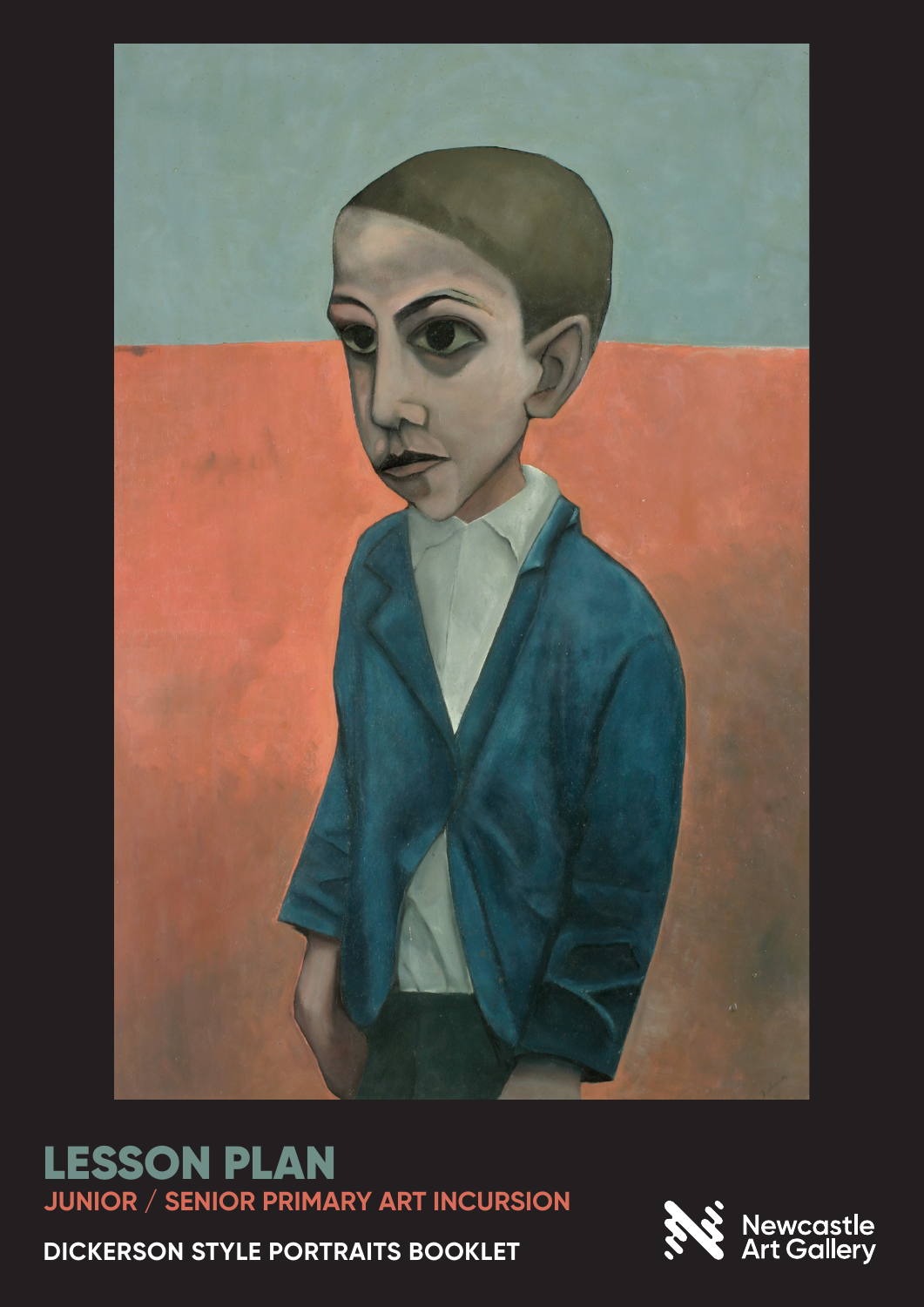# LESSON PLAN

## JUNIOR / SENIOR PRIMARY ART INCURSION

**DICKERSON STYLE PORTRAITS BOOKLET**

Newcastle Art Gallery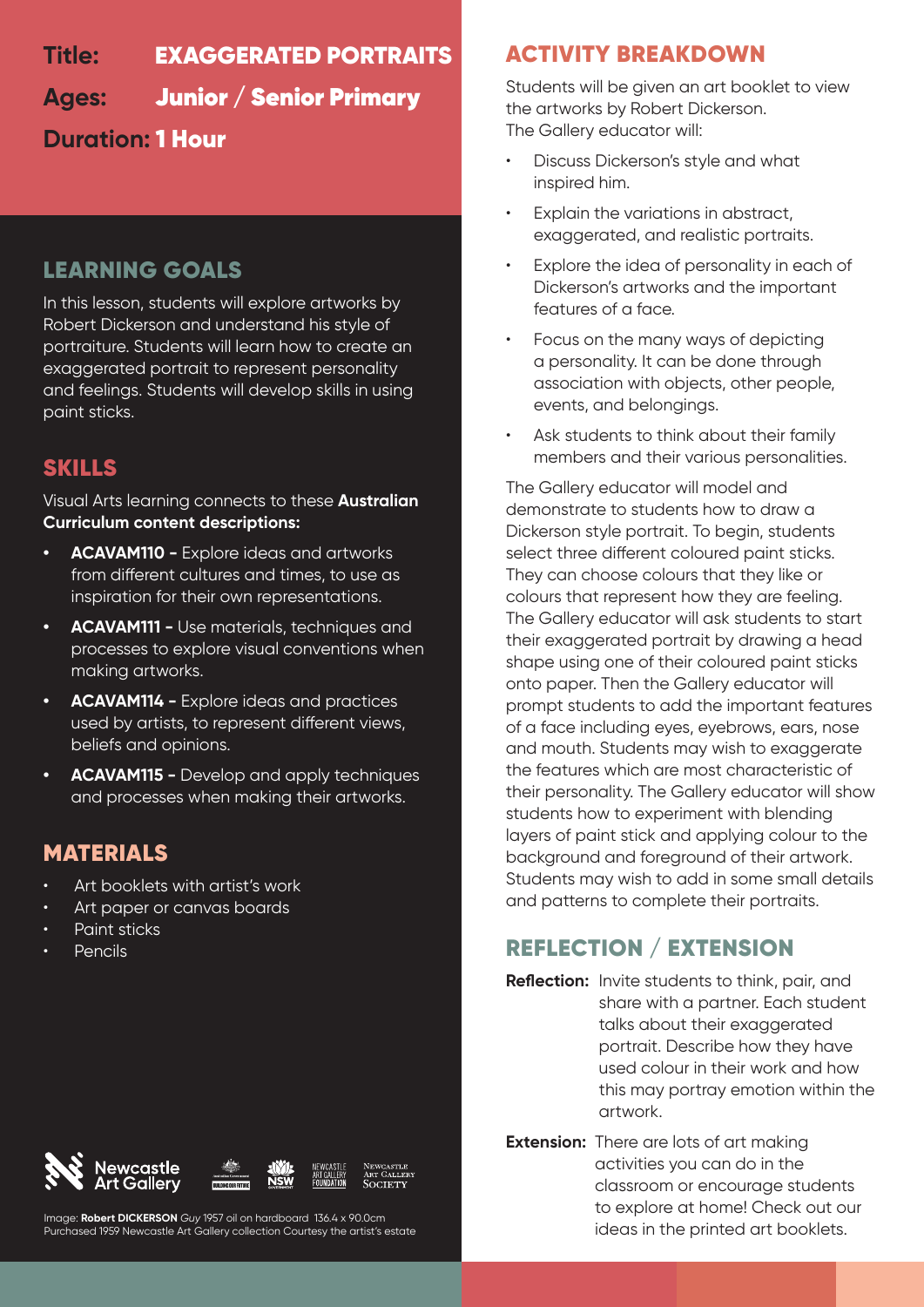**Title:** EXAGGERATED PORTRAITS

**Ages:** Junior / Senior Primary

**Duration:** 1 Hour

## LEARNING GOALS

In this lesson, students will explore artworks by Robert Dickerson and understand his style of portraiture. Students will learn how to create an exaggerated portrait to represent personality and feelings. Students will develop skills in using paint sticks.

## SKILLS

Visual Arts learning connects to these **Australian Curriculum content descriptions:**

- **ACAVAM110 -** Explore ideas and artworks from different cultures and times, to use as inspiration for their own representations.
- **ACAVAM111 -** Use materials, techniques and processes to explore visual conventions when making artworks.
- **ACAVAM114 -** Explore ideas and practices used by artists, to represent different views, beliefs and opinions.
- **ACAVAM115 -** Develop and apply techniques and processes when making their artworks.

## MATERIALS

- Art booklets with artist's work
- Art paper or canvas boards
- Paint sticks
- Pencils

Image: **Robert DICKERSON** *Guy* 1957 oil on hardboard 136.4 x 90.0cm
Purchased 1959 Newcastle Art Gallery collection Courtesy the artist's estate

## ACTIVITY BREAKDOWN

Students will be given an art booklet to view the artworks by Robert Dickerson.
The Gallery educator will:

- Discuss Dickerson's style and what inspired him.
- Explain the variations in abstract, exaggerated, and realistic portraits.
- Explore the idea of personality in each of Dickerson's artworks and the important features of a face.
- Focus on the many ways of depicting a personality. It can be done through association with objects, other people, events, and belongings.
- Ask students to think about their family members and their various personalities.

The Gallery educator will model and demonstrate to students how to draw a Dickerson style portrait. To begin, students select three different coloured paint sticks. They can choose colours that they like or colours that represent how they are feeling. The Gallery educator will ask students to start their exaggerated portrait by drawing a head shape using one of their coloured paint sticks onto paper. Then the Gallery educator will prompt students to add the important features of a face including eyes, eyebrows, ears, nose and mouth. Students may wish to exaggerate the features which are most characteristic of their personality. The Gallery educator will show students how to experiment with blending layers of paint stick and applying colour to the background and foreground of their artwork. Students may wish to add in some small details and patterns to complete their portraits.

## REFLECTION / EXTENSION

**Reflection:** Invite students to think, pair, and share with a partner. Each student talks about their exaggerated portrait. Describe how they have used colour in their work and how this may portray emotion within the artwork.

**Extension:** There are lots of art making activities you can do in the classroom or encourage students to explore at home! Check out our ideas in the printed art booklets.